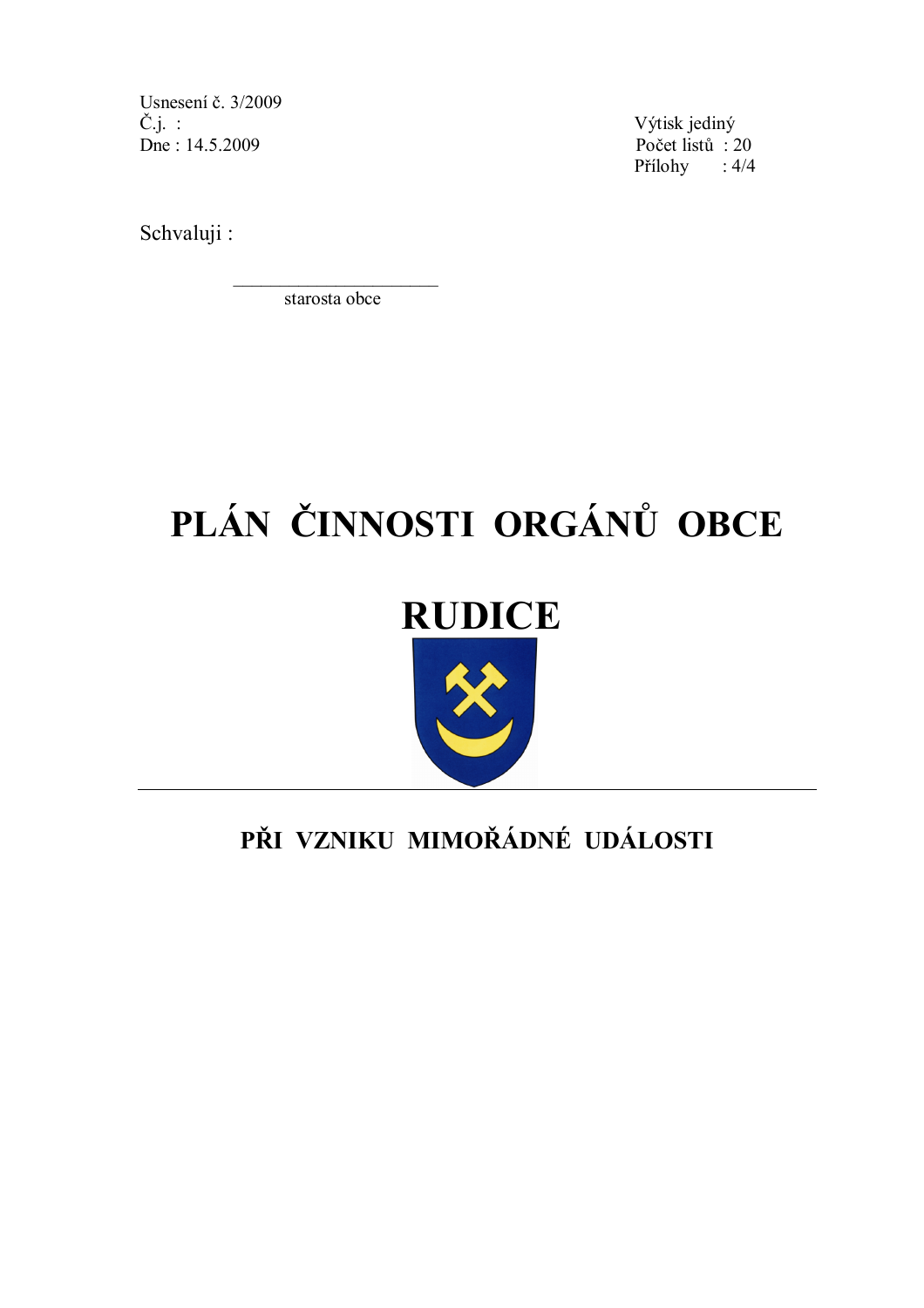Usnesení č. 3/2009
Č.j. :
Dne : 14.5.2009

Výtisk jediný
Počet listů : 20
Přílohy : 4/4

Schvaluji :

______________________
starosta obce

# PLÁN ČINNOSTI ORGÁNŮ OBCE

# RUDICE

---

## PŘI VZNIKU MIMOŘÁDNÉ UDÁLOSTI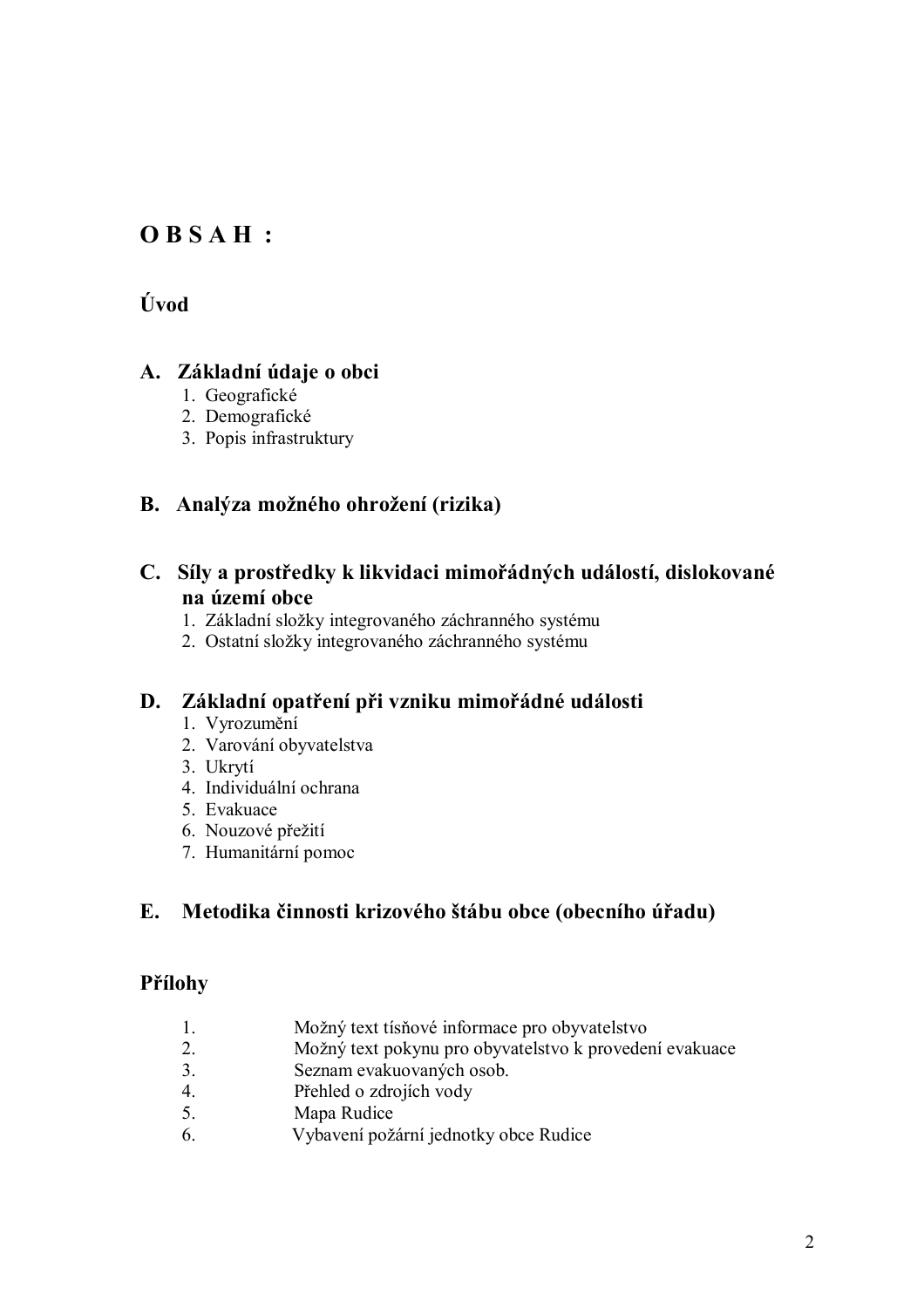# O B S A H :

## Úvod

## A. Základní údaje o obci

1. Geografické
2. Demografické
3. Popis infrastruktury

## B. Analýza možného ohrožení (rizika)

## C. Síly a prostředky k likvidaci mimořádných událostí, dislokované na území obce

1. Základní složky integrovaného záchranného systému
2. Ostatní složky integrovaného záchranného systému

## D. Základní opatření při vzniku mimořádné události

1. Vyrozumění
2. Varování obyvatelstva
3. Ukrytí
4. Individuální ochrana
5. Evakuace
6. Nouzové přežití
7. Humanitární pomoc

## E. Metodika činnosti krizového štábu obce (obecního úřadu)

## Přílohy

1. Možný text tísňové informace pro obyvatelstvo
2. Možný text pokynu pro obyvatelstvo k provedení evakuace
3. Seznam evakuovaných osob.
4. Přehled o zdrojích vody
5. Mapa Rudice
6. Vybavení požární jednotky obce Rudice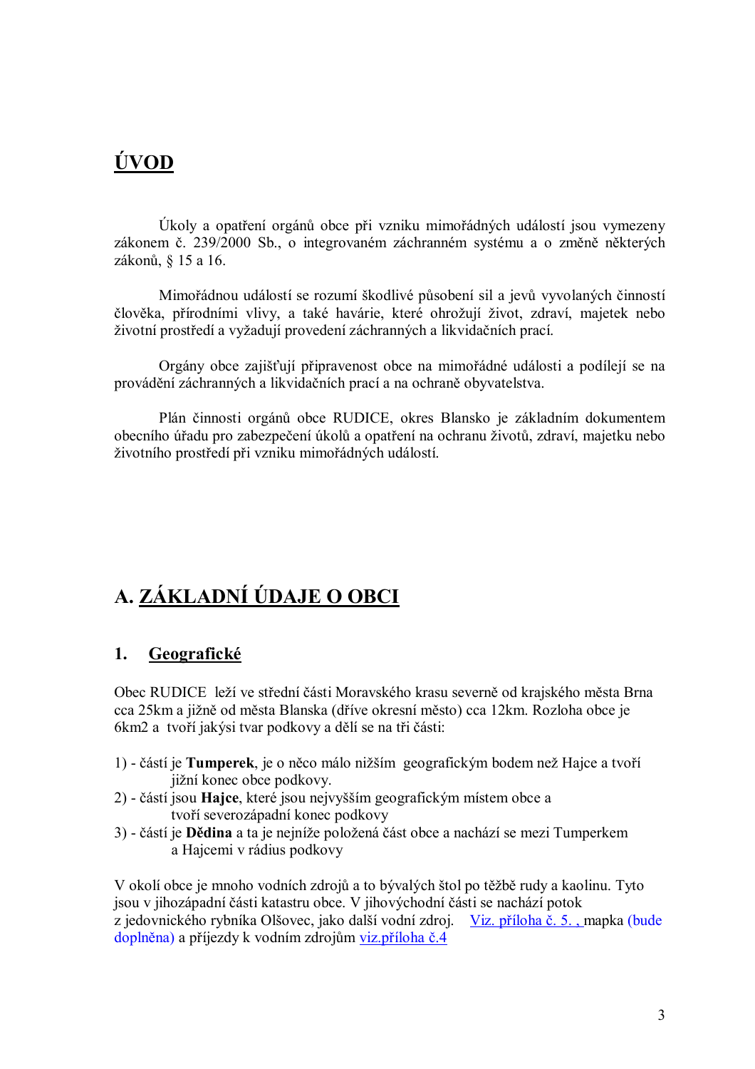# ÚVOD

Úkoly a opatření orgánů obce při vzniku mimořádných událostí jsou vymezeny zákonem č. 239/2000 Sb., o integrovaném záchranném systému a o změně některých zákonů, § 15 a 16.

Mimořádnou událostí se rozumí škodlivé působení sil a jevů vyvolaných činností člověka, přírodními vlivy, a také havárie, které ohrožují život, zdraví, majetek nebo životní prostředí a vyžadují provedení záchranných a likvidačních prací.

Orgány obce zajišťují připravenost obce na mimořádné události a podílejí se na provádění záchranných a likvidačních prací a na ochraně obyvatelstva.

Plán činnosti orgánů obce RUDICE, okres Blansko je základním dokumentem obecního úřadu pro zabezpečení úkolů a opatření na ochranu životů, zdraví, majetku nebo životního prostředí při vzniku mimořádných událostí.

# A. ZÁKLADNÍ ÚDAJE O OBCI

## 1. Geografické

Obec RUDICE leží ve střední části Moravského krasu severně od krajského města Brna cca 25km a jižně od města Blanska (dříve okresní město) cca 12km. Rozloha obce je 6km2 a tvoří jakýsi tvar podkovy a dělí se na tři části:

1) - částí je **Tumperek**, je o něco málo nižším geografickým bodem než Hajce a tvoří jižní konec obce podkovy.
2) - částí jsou **Hajce**, které jsou nejvyšším geografickým místem obce a tvoří severozápadní konec podkovy
3) - částí je **Dědina** a ta je nejníže položená část obce a nachází se mezi Tumperkem a Hajcemi v rádius podkovy

V okolí obce je mnoho vodních zdrojů a to bývalých štol po těžbě rudy a kaolinu. Tyto jsou v jihozápadní části katastru obce. V jihovýchodní části se nachází potok z jedovnického rybníka Olšovec, jako další vodní zdroj. Viz. příloha č. 5. , mapka (bude doplněna) a příjezdy k vodním zdrojům viz.příloha č.4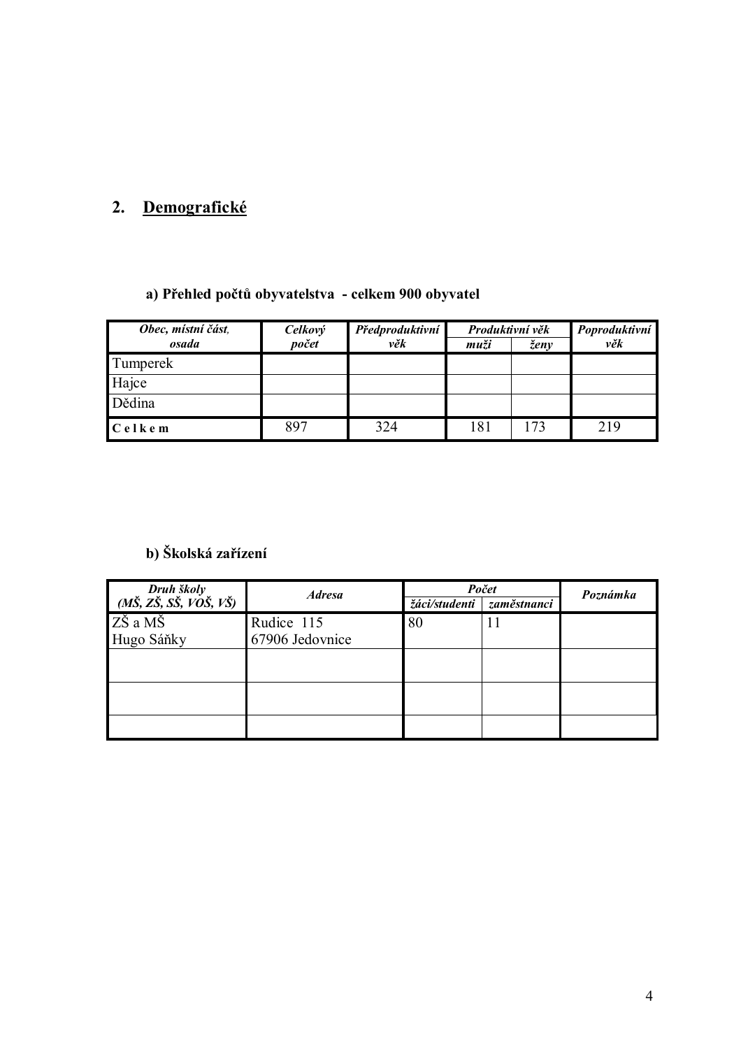## 2. Demografické

### a) Přehled počtů obyvatelstva - celkem 900 obyvatel

| *Obec, místní část, osada* | *Celkový počet* | *Předproduktivní věk* | *Produktivní věk* | | *Poproduktivní věk* |
|---|---|---|---|---|---|
| | | | *muži* | *ženy* | |
| Tumperek | | | | | |
| Hajce | | | | | |
| Dědina | | | | | |
| **C e l k e m** | 897 | 324 | 181 | 173 | 219 |

### b) Školská zařízení

| *Druh školy (MŠ, ZŠ, SŠ, VOŠ, VŠ)* | *Adresa* | *Počet* | | *Poznámka* |
|---|---|---|---|---|
| | | *žáci/studenti* | *zaměstnanci* | |
| ZŠ a MŠ Hugo Sáňky | Rudice 115 67906 Jedovnice | 80 | 11 | |
| | | | | |
| | | | | |
| | | | | |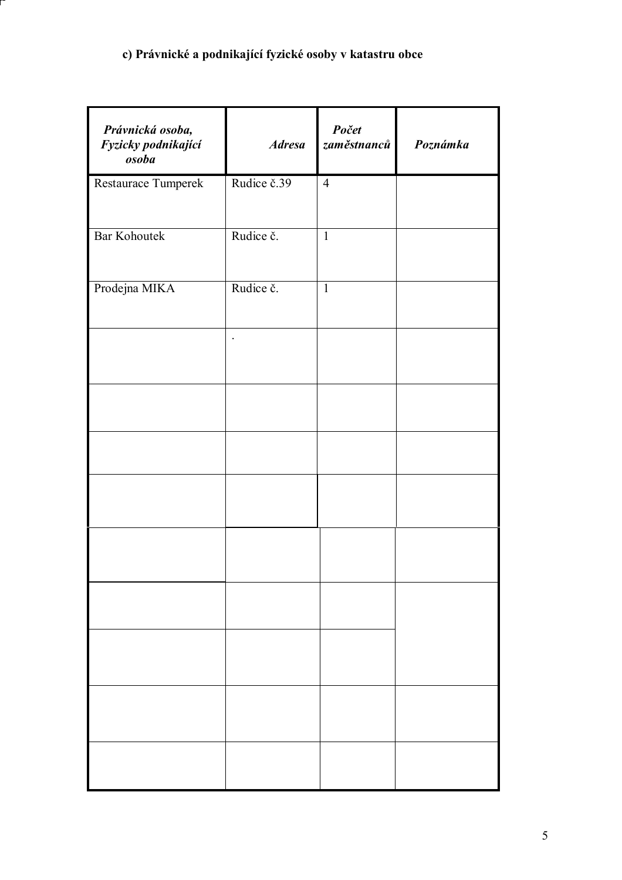**c) Právnické a podnikající fyzické osoby v katastru obce**

| *Právnická osoba, Fyzicky podnikající osoba* | *Adresa* | *Počet zaměstnanců* | *Poznámka* |
|---|---|---|---|
| Restaurace Tumperek | Rudice č.39 | 4 | |
| Bar Kohoutek | Rudice č. | 1 | |
| Prodejna MIKA | Rudice č. | 1 | |
| | . | | |
| | | | |
| | | | |
| | | | |
| | | | |
| | | | |
| | | | |
| | | | |
| | | | |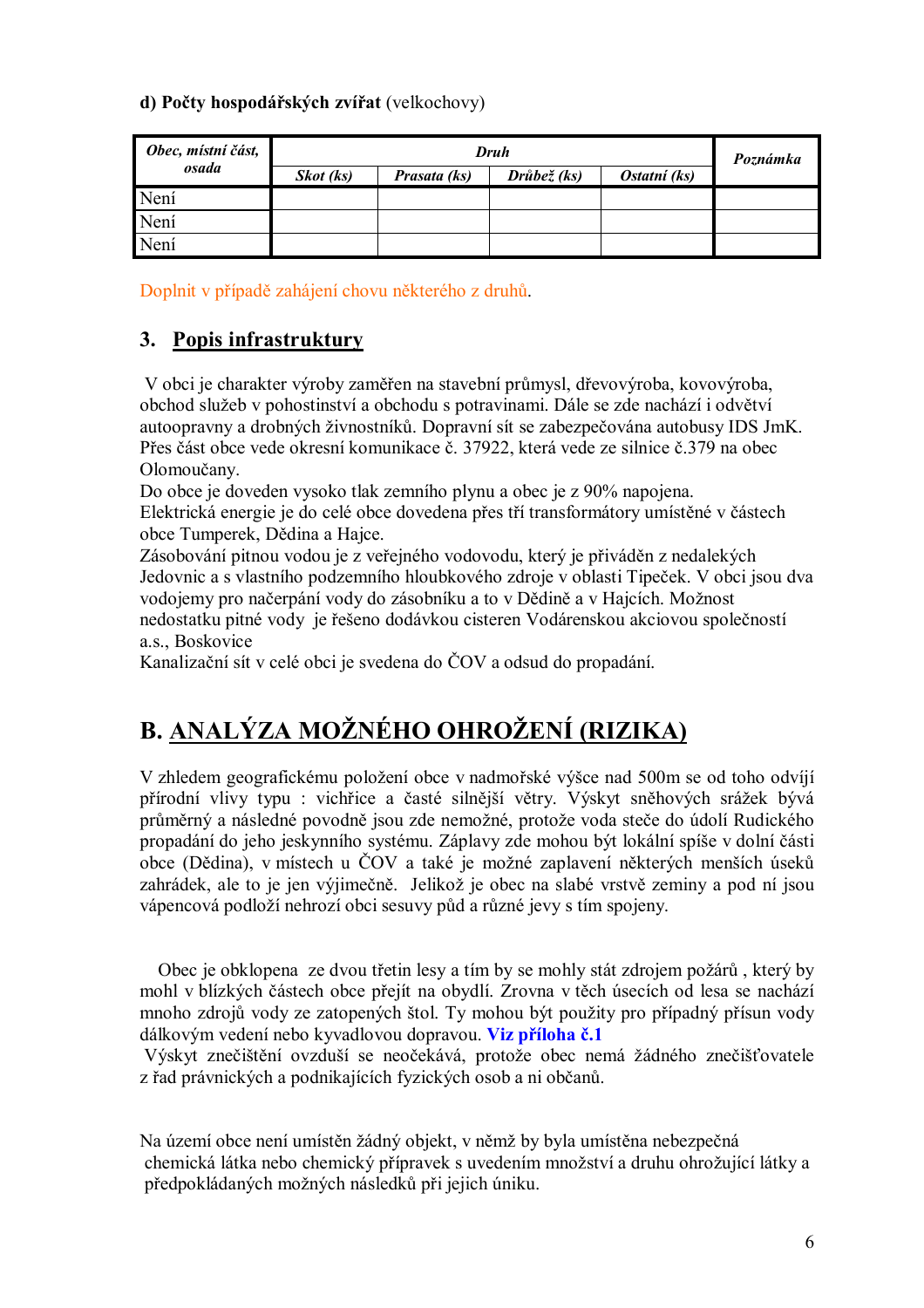**d) Počty hospodářských zvířat** (velkochovy)

| *Obec, místní část, osada* | *Druh* | | | | *Poznámka* |
|---|---|---|---|---|---|
| | *Skot (ks)* | *Prasata (ks)* | *Drůbež (ks)* | *Ostatní (ks)* | |
| Není | | | | | |
| Není | | | | | |
| Není | | | | | |

Doplnit v případě zahájení chovu některého z druhů.

## 3. Popis infrastruktury

V obci je charakter výroby zaměřen na stavební průmysl, dřevovýroba, kovovýroba, obchod služeb v pohostinství a obchodu s potravinami. Dále se zde nachází i odvětví autoopravny a drobných živnostníků. Dopravní sít se zabezpečována autobusy IDS JmK. Přes část obce vede okresní komunikace č. 37922, která vede ze silnice č.379 na obec Olomoučany.
Do obce je doveden vysoko tlak zemního plynu a obec je z 90% napojena.
Elektrická energie je do celé obce dovedena přes tří transformátory umístěné v částech obce Tumperek, Dědina a Hajce.
Zásobování pitnou vodou je z veřejného vodovodu, který je přiváděn z nedalekých Jedovnic a s vlastního podzemního hloubkového zdroje v oblasti Tipeček. V obci jsou dva vodojemy pro načerpání vody do zásobníku a to v Dědině a v Hajcích. Možnost nedostatku pitné vody je řešeno dodávkou cisteren Vodárenskou akciovou společností a.s., Boskovice
Kanalizační sít v celé obci je svedena do ČOV a odsud do propadání.

# B. ANALÝZA MOŽNÉHO OHROŽENÍ (RIZIKA)

V zhledem geografickému položení obce v nadmořské výšce nad 500m se od toho odvíjí přírodní vlivy typu : vichřice a časté silnější větry. Výskyt sněhových srážek bývá průměrný a následné povodně jsou zde nemožné, protože voda steče do údolí Rudického propadání do jeho jeskynního systému. Záplavy zde mohou být lokální spíše v dolní části obce (Dědina), v místech u ČOV a také je možné zaplavení některých menších úseků zahrádek, ale to je jen výjimečně. Jelikož je obec na slabé vrstvě zeminy a pod ní jsou vápencová podloží nehrozí obci sesuvy půd a různé jevy s tím spojeny.

Obec je obklopena ze dvou třetin lesy a tím by se mohly stát zdrojem požárů , který by mohl v blízkých částech obce přejít na obydlí. Zrovna v těch úsecích od lesa se nachází mnoho zdrojů vody ze zatopených štol. Ty mohou být použity pro případný přísun vody dálkovým vedení nebo kyvadlovou dopravou. **Viz příloha č.1**
Výskyt znečištění ovzduší se neočekává, protože obec nemá žádného znečišťovatele z řad právnických a podnikajících fyzických osob a ni občanů.

Na území obce není umístěn žádný objekt, v němž by byla umístěna nebezpečná chemická látka nebo chemický přípravek s uvedením množství a druhu ohrožující látky a předpokládaných možných následků při jejich úniku.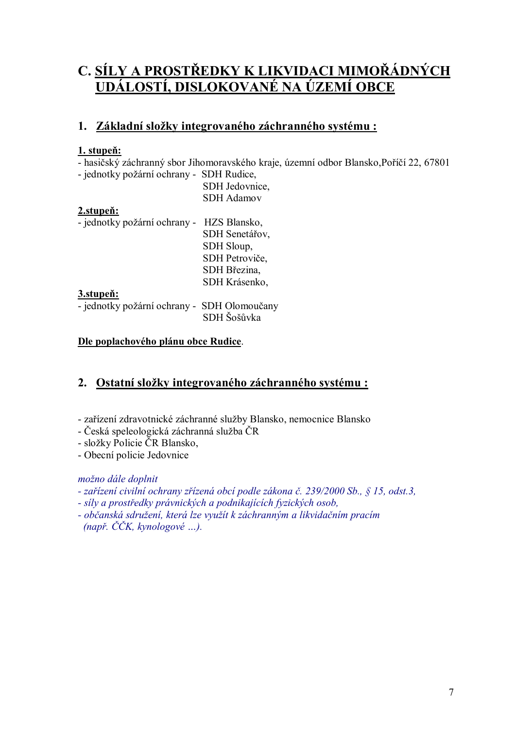# C. SÍLY A PROSTŘEDKY K LIKVIDACI MIMOŘÁDNÝCH UDÁLOSTÍ, DISLOKOVANÉ NA ÚZEMÍ OBCE

## 1. Základní složky integrovaného záchranného systému :

**1. stupeň:**

- hasičský záchranný sbor Jihomoravského kraje, územní odbor Blansko,Poříčí 22, 67801
- jednotky požární ochrany - SDH Rudice,
  SDH Jedovnice,
  SDH Adamov

**2.stupeň:**

- jednotky požární ochrany - HZS Blansko,
  SDH Senetářov,
  SDH Sloup,
  SDH Petroviče,
  SDH Březina,
  SDH Krásenko,

**3.stupeň:**

- jednotky požární ochrany - SDH Olomoučany
  SDH Šošůvka

**Dle poplachového plánu obce Rudice**.

## 2. Ostatní složky integrovaného záchranného systému :

- zařízení zdravotnické záchranné služby Blansko, nemocnice Blansko
- Česká speleologická záchranná služba ČR
- složky Policie ČR Blansko,
- Obecní policie Jedovnice

*možno dále doplnit*
*- zařízení civilní ochrany zřízená obcí podle zákona č. 239/2000 Sb., § 15, odst.3,*
*- síly a prostředky právnických a podnikajících fyzických osob,*
*- občanská sdružení, která lze využít k záchranným a likvidačním pracím (např. ČČK, kynologové ...).*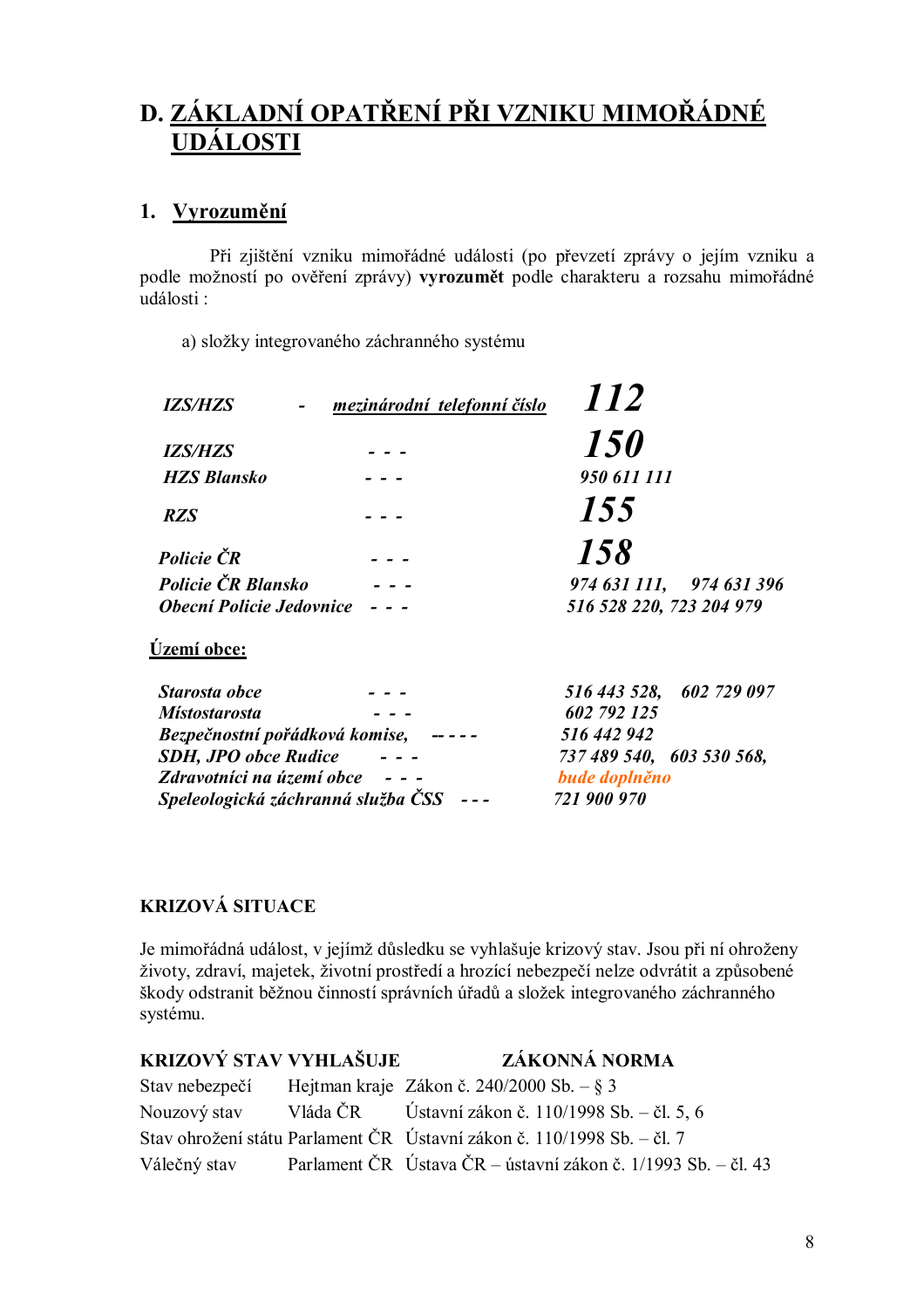# D. ZÁKLADNÍ OPATŘENÍ PŘI VZNIKU MIMOŘÁDNÉ UDÁLOSTI

## 1. Vyrozumění

Při zjištění vzniku mimořádné události (po převzetí zprávy o jejím vzniku a podle možností po ověření zprávy) **vyrozumět** podle charakteru a rozsahu mimořádné události :

a) složky integrovaného záchranného systému

| | | |
|---|---|---|
| ***IZS/HZS*** | ***-*** *__mezinárodní telefonní číslo__* | ***112*** |
| ***IZS/HZS*** | ***- - -*** | ***150*** |
| ***HZS Blansko*** | ***- - -*** | ***950 611 111*** |
| ***RZS*** | ***- - -*** | ***155*** |
| ***Policie ČR*** | ***- - -*** | ***158*** |
| ***Policie ČR Blansko*** | ***- - -*** | ***974 631 111, 974 631 396*** |
| ***Obecní Policie Jedovnice*** | ***- - -*** | ***516 528 220, 723 204 979*** |

***__Území obce:__***

| | | |
|---|---|---|
| ***Starosta obce*** | ***- - -*** | ***516 443 528, 602 729 097*** |
| ***Místostarosta*** | ***- - -*** | ***602 792 125*** |
| ***Bezpečnostní pořádková komise,*** | ***-- - - -*** | ***516 442 942*** |
| ***SDH, JPO obce Rudice*** | ***- - -*** | ***737 489 540, 603 530 568,*** |
| ***Zdravotníci na území obce*** | ***- - -*** | ***bude doplněno*** |
| ***Speleologická záchranná služba ČSS*** | ***- - -*** | ***721 900 970*** |

**KRIZOVÁ SITUACE**

Je mimořádná událost, v jejímž důsledku se vyhlašuje krizový stav. Jsou při ní ohroženy životy, zdraví, majetek, životní prostředí a hrozící nebezpečí nelze odvrátit a způsobené škody odstranit běžnou činností správních úřadů a složek integrovaného záchranného systému.

| **KRIZOVÝ STAV** | **VYHLAŠUJE** | **ZÁKONNÁ NORMA** |
|---|---|---|
| Stav nebezpečí | Hejtman kraje | Zákon č. 240/2000 Sb. – § 3 |
| Nouzový stav | Vláda ČR | Ústavní zákon č. 110/1998 Sb. – čl. 5, 6 |
| Stav ohrožení státu | Parlament ČR | Ústavní zákon č. 110/1998 Sb. – čl. 7 |
| Válečný stav | Parlament ČR | Ústava ČR – ústavní zákon č. 1/1993 Sb. – čl. 43 |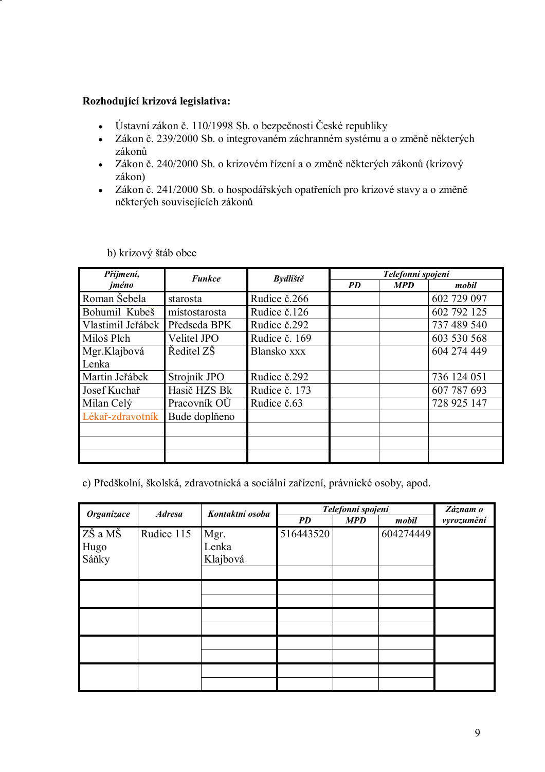**Rozhodující krizová legislativa:**

- Ústavní zákon č. 110/1998 Sb. o bezpečnosti České republiky
- Zákon č. 239/2000 Sb. o integrovaném záchranném systému a o změně některých zákonů
- Zákon č. 240/2000 Sb. o krizovém řízení a o změně některých zákonů (krizový zákon)
- Zákon č. 241/2000 Sb. o hospodářských opatřeních pro krizové stavy a o změně některých souvisejících zákonů

b) krizový štáb obce

| *Příjmení, jméno* | *Funkce* | *Bydliště* | *Telefonní spojení* | | |
|---|---|---|---|---|---|
| | | | *PD* | *MPD* | *mobil* |
| Roman Šebela | starosta | Rudice č.266 | | | 602 729 097 |
| Bohumil Kubeš | místostarosta | Rudice č.126 | | | 602 792 125 |
| Vlastimil Jeřábek | Předseda BPK | Rudice č.292 | | | 737 489 540 |
| Miloš Plch | Velitel JPO | Rudice č. 169 | | | 603 530 568 |
| Mgr.Klajbová Lenka | Ředitel ZŠ | Blansko xxx | | | 604 274 449 |
| Martin Jeřábek | Strojník JPO | Rudice č.292 | | | 736 124 051 |
| Josef Kuchař | Hasič HZS Bk | Rudice č. 173 | | | 607 787 693 |
| Milan Celý | Pracovník OÚ | Rudice č.63 | | | 728 925 147 |
| Lékař-zdravotník | Bude doplněno | | | | |
| | | | | | |
| | | | | | |
| | | | | | |

c) Předškolní, školská, zdravotnická a sociální zařízení, právnické osoby, apod.

| *Organizace* | *Adresa* | *Kontaktní osoba* | *Telefonní spojení* | | | *Záznam o vyrozumění* |
|---|---|---|---|---|---|---|
| | | | *PD* | *MPD* | *mobil* | |
| ZŠ a MŠ Hugo Sáňky | Rudice 115 | Mgr. Lenka Klajbová | 516443520 | | 604274449 | |
| | | | | | | |
| | | | | | | |
| | | | | | | |
| | | | | | | |
| | | | | | | |
| | | | | | | |
| | | | | | | |
| | | | | | | |
| | | | | | | |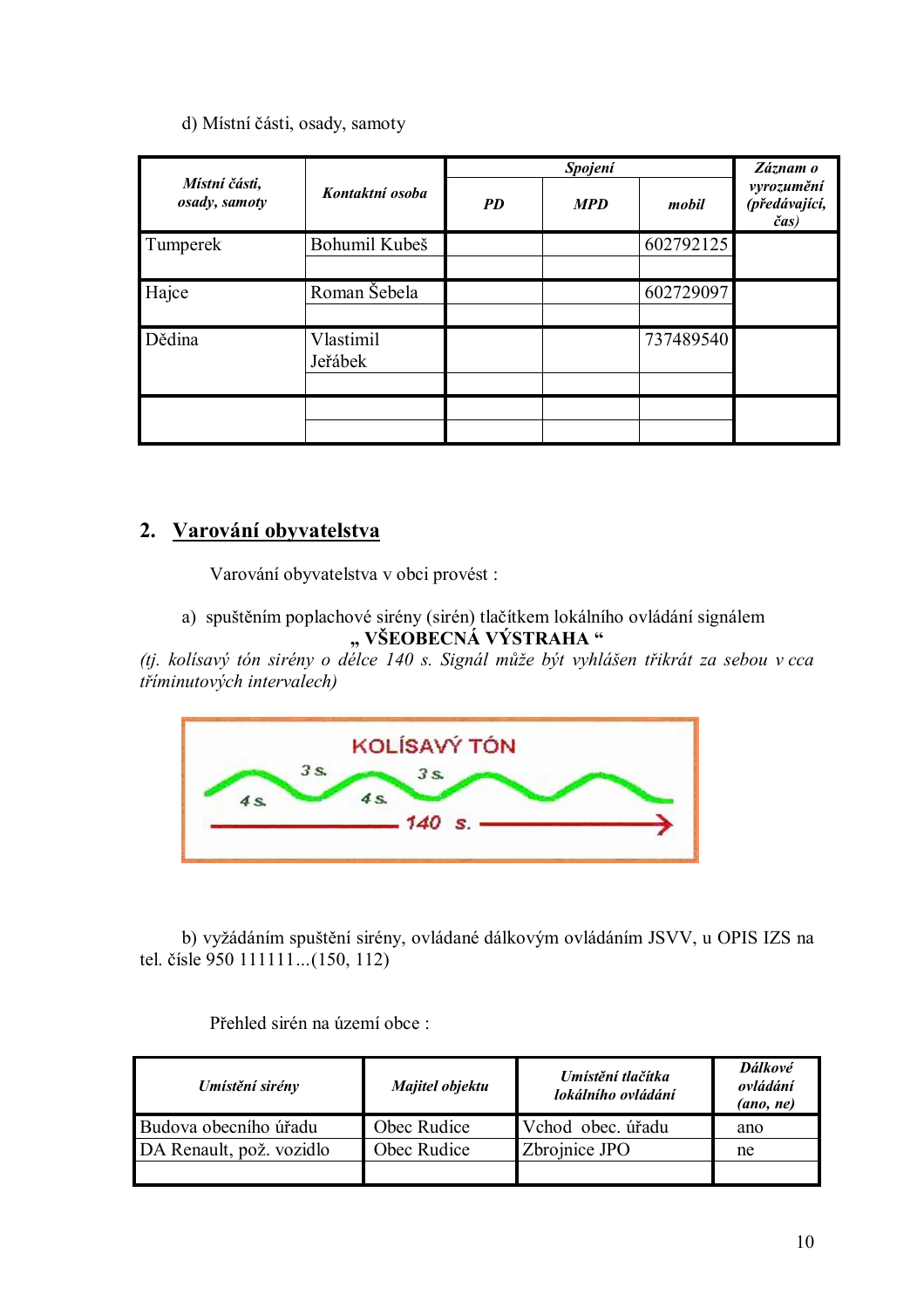d) Místní části, osady, samoty

| *Místní části, osady, samoty* | *Kontaktní osoba* | *Spojení* | | | *Záznam o vyrozumění (předávající, čas)* |
|---|---|---|---|---|---|
| | | *PD* | *MPD* | *mobil* | |
| Tumperek | Bohumil Kubeš | | | 602792125 | |
| Hajce | Roman Šebela | | | 602729097 | |
| Dědina | Vlastimil Jeřábek | | | 737489540 | |
| | | | | | |

## 2. Varování obyvatelstva

Varování obyvatelstva v obci provést :

a) spuštěním poplachové sirény (sirén) tlačítkem lokálního ovládání signálem
**„ VŠEOBECNÁ VÝSTRAHA "**
*(tj. kolísavý tón sirény o délce 140 s. Signál může být vyhlášen třikrát za sebou v cca tříminutových intervalech)*

KOLÍSAVÝ TÓN
4 s. 3 s. 4 s. 3 s.
140 s.

b) vyžádáním spuštění sirény, ovládané dálkovým ovládáním JSVV, u OPIS IZS na tel. čísle 950 111111...(150, 112)

Přehled sirén na území obce :

| *Umístění sirény* | *Majitel objektu* | *Umístění tlačítka lokálního ovládání* | *Dálkové ovládání (ano, ne)* |
|---|---|---|---|
| Budova obecního úřadu | Obec Rudice | Vchod obec. úřadu | ano |
| DA Renault, pož. vozidlo | Obec Rudice | Zbrojnice JPO | ne |
| | | | |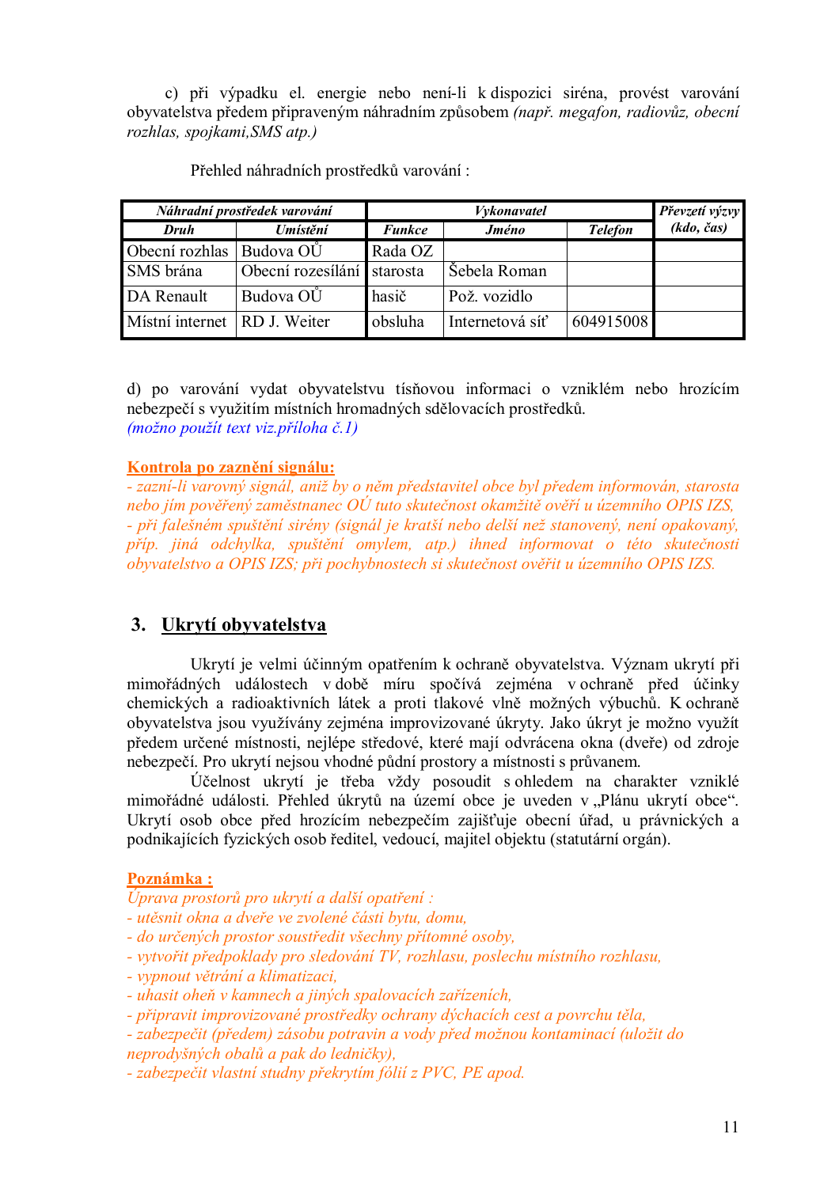c) při výpadku el. energie nebo není-li k dispozici siréna, provést varování obyvatelstva předem připraveným náhradním způsobem *(např. megafon, radiovůz, obecní rozhlas, spojkami,SMS atp.)*

Přehled náhradních prostředků varování :

| *Náhradní prostředek varování* | | *Vykonavatel* | | | *Převzetí výzvy (kdo, čas)* |
|---|---|---|---|---|---|
| ***Druh*** | ***Umístění*** | ***Funkce*** | ***Jméno*** | ***Telefon*** | |
| Obecní rozhlas | Budova OÚ | Rada OZ | | | |
| SMS brána | Obecní rozesílání | starosta | Šebela Roman | | |
| DA Renault | Budova OÚ | hasič | Pož. vozidlo | | |
| Místní internet | RD J. Weiter | obsluha | Internetová síť | 604915008 | |

d) po varování vydat obyvatelstvu tísňovou informaci o vzniklém nebo hrozícím nebezpečí s využitím místních hromadných sdělovacích prostředků.
*(možno použít text viz.příloha č.1)*

**Kontrola po zaznění signálu:**
*- zazní-li varovný signál, aniž by o něm představitel obce byl předem informován, starosta nebo jím pověřený zaměstnanec OÚ tuto skutečnost okamžitě ověří u územního OPIS IZS,*
*- při falešném spuštění sirény (signál je kratší nebo delší než stanovený, není opakovaný, příp. jiná odchylka, spuštění omylem, atp.) ihned informovat o této skutečnosti obyvatelstvo a OPIS IZS; při pochybnostech si skutečnost ověřit u územního OPIS IZS.*

## 3. Ukrytí obyvatelstva

Ukrytí je velmi účinným opatřením k ochraně obyvatelstva. Význam ukrytí při mimořádných událostech v době míru spočívá zejména v ochraně před účinky chemických a radioaktivních látek a proti tlakové vlně možných výbuchů. K ochraně obyvatelstva jsou využívány zejména improvizované úkryty. Jako úkryt je možno využít předem určené místnosti, nejlépe středové, které mají odvrácena okna (dveře) od zdroje nebezpečí. Pro ukrytí nejsou vhodné půdní prostory a místnosti s průvanem.

Účelnost ukrytí je třeba vždy posoudit s ohledem na charakter vzniklé mimořádné události. Přehled úkrytů na území obce je uveden v „Plánu ukrytí obce". Ukrytí osob obce před hrozícím nebezpečím zajišťuje obecní úřad, u právnických a podnikajících fyzických osob ředitel, vedoucí, majitel objektu (statutární orgán).

**Poznámka :**
*Úprava prostorů pro ukrytí a další opatření :*
*- utěsnit okna a dveře ve zvolené části bytu, domu,*
*- do určených prostor soustředit všechny přítomné osoby,*
*- vytvořit předpoklady pro sledování TV, rozhlasu, poslechu místního rozhlasu,*
*- vypnout větrání a klimatizaci,*
*- uhasit oheň v kamnech a jiných spalovacích zařízeních,*
*- připravit improvizované prostředky ochrany dýchacích cest a povrchu těla,*
*- zabezpečit (předem) zásobu potravin a vody před možnou kontaminací (uložit do neprodyšných obalů a pak do ledničky),*
*- zabezpečit vlastní studny překrytím fólií z PVC, PE apod.*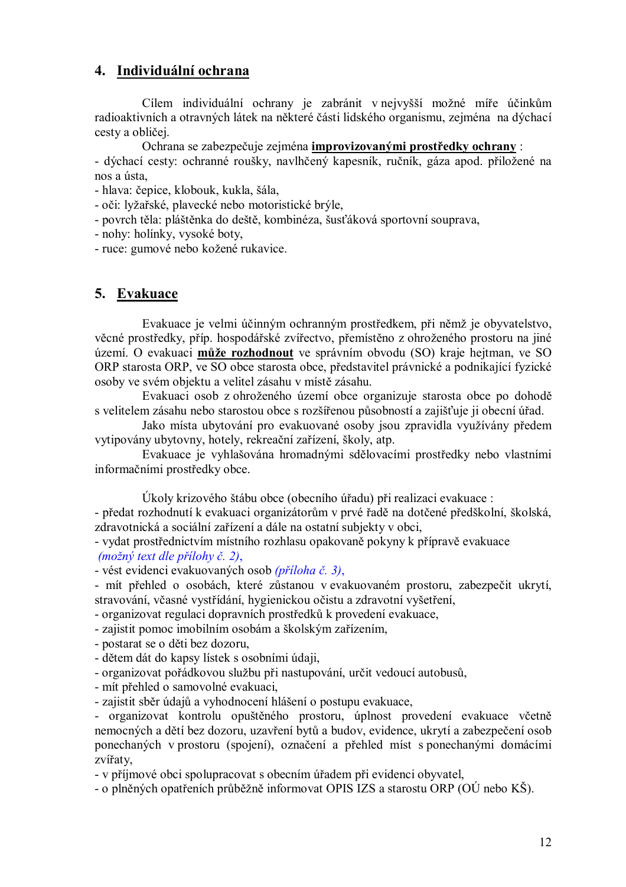## 4. Individuální ochrana

Cílem individuální ochrany je zabránit v nejvyšší možné míře účinkům radioaktivních a otravných látek na některé části lidského organismu, zejména na dýchací cesty a obličej.

Ochrana se zabezpečuje zejména **improvizovanými prostředky ochrany** :

- dýchací cesty: ochranné roušky, navlhčený kapesník, ručník, gáza apod. přiložené na nos a ústa,
- hlava: čepice, klobouk, kukla, šála,
- oči: lyžařské, plavecké nebo motoristické brýle,
- povrch těla: pláštěnka do deště, kombinéza, šusťáková sportovní souprava,
- nohy: holínky, vysoké boty,
- ruce: gumové nebo kožené rukavice.

## 5. Evakuace

Evakuace je velmi účinným ochranným prostředkem, při němž je obyvatelstvo, věcné prostředky, příp. hospodářské zvířectvo, přemístěno z ohroženého prostoru na jiné území. O evakuaci **může rozhodnout** ve správním obvodu (SO) kraje hejtman, ve SO ORP starosta ORP, ve SO obce starosta obce, představitel právnické a podnikající fyzické osoby ve svém objektu a velitel zásahu v místě zásahu.

Evakuaci osob z ohroženého území obce organizuje starosta obce po dohodě s velitelem zásahu nebo starostou obce s rozšířenou působností a zajišťuje ji obecní úřad.

Jako místa ubytování pro evakuované osoby jsou zpravidla využívány předem vytipovány ubytovny, hotely, rekreační zařízení, školy, atp.

Evakuace je vyhlašována hromadnými sdělovacími prostředky nebo vlastními informačními prostředky obce.

Úkoly krizového štábu obce (obecního úřadu) při realizaci evakuace :

- předat rozhodnutí k evakuaci organizátorům v prvé řadě na dotčené předškolní, školská, zdravotnická a sociální zařízení a dále na ostatní subjekty v obci,
- vydat prostřednictvím místního rozhlasu opakovaně pokyny k přípravě evakuace *(možný text dle přílohy č. 2)*,
- vést evidenci evakuovaných osob *(příloha č. 3)*,
- mít přehled o osobách, které zůstanou v evakuovaném prostoru, zabezpečit ukrytí, stravování, včasné vystřídání, hygienickou očistu a zdravotní vyšetření,
- organizovat regulaci dopravních prostředků k provedení evakuace,
- zajistit pomoc imobilním osobám a školským zařízením,
- postarat se o děti bez dozoru,
- dětem dát do kapsy lístek s osobními údaji,
- organizovat pořádkovou službu při nastupování, určit vedoucí autobusů,
- mít přehled o samovolné evakuaci,
- zajistit sběr údajů a vyhodnocení hlášení o postupu evakuace,
- organizovat kontrolu opuštěného prostoru, úplnost provedení evakuace včetně nemocných a dětí bez dozoru, uzavření bytů a budov, evidence, ukrytí a zabezpečení osob ponechaných v prostoru (spojení), označení a přehled míst s ponechanými domácími zvířaty,
- v příjmové obci spolupracovat s obecním úřadem při evidenci obyvatel,
- o plněných opatřeních průběžně informovat OPIS IZS a starostu ORP (OÚ nebo KŠ).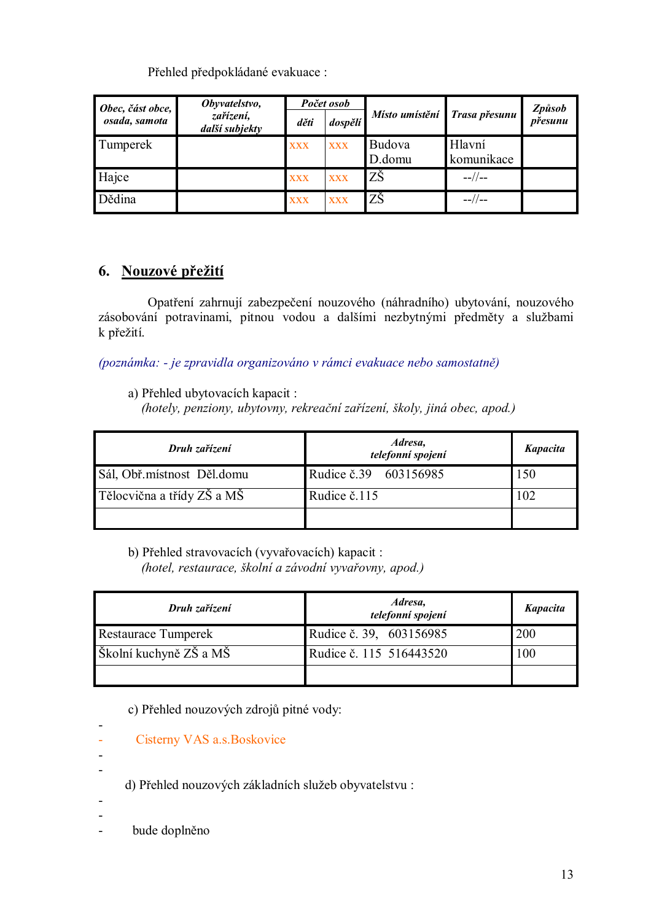Přehled předpokládané evakuace :

| Obec, část obce, osada, samota | Obyvatelstvo, zařízení, další subjekty | Počet osob | | Místo umístění | Trasa přesunu | Způsob přesunu |
|---|---|---|---|---|---|---|
| | | děti | dospělí | | | |
| Tumperek | | xxx | xxx | Budova D.domu | Hlavní komunikace | |
| Hajce | | xxx | xxx | ZŠ | --//-- | |
| Dědina | | xxx | xxx | ZŠ | --//-- | |

## 6. Nouzové přežití

Opatření zahrnují zabezpečení nouzového (náhradního) ubytování, nouzového zásobování potravinami, pitnou vodou a dalšími nezbytnými předměty a službami k přežití.

*(poznámka: - je zpravidla organizováno v rámci evakuace nebo samostatně)*

a) Přehled ubytovacích kapacit :
*(hotely, penziony, ubytovny, rekreační zařízení, školy, jiná obec, apod.)*

| Druh zařízení | Adresa, telefonní spojení | Kapacita |
|---|---|---|
| Sál, Obř.místnost Děl.domu | Rudice č.39 603156985 | 150 |
| Tělocvična a třídy ZŠ a MŠ | Rudice č.115 | 102 |
| | | |

b) Přehled stravovacích (vyvařovacích) kapacit :
*(hotel, restaurace, školní a závodní vyvařovny, apod.)*

| Druh zařízení | Adresa, telefonní spojení | Kapacita |
|---|---|---|
| Restaurace Tumperek | Rudice č. 39, 603156985 | 200 |
| Školní kuchyně ZŠ a MŠ | Rudice č. 115 516443520 | 100 |
| | | |

c) Přehled nouzových zdrojů pitné vody:

-
- Cisterny VAS a.s.Boskovice
-
-

d) Přehled nouzových základních služeb obyvatelstvu :

-
-
- bude doplněno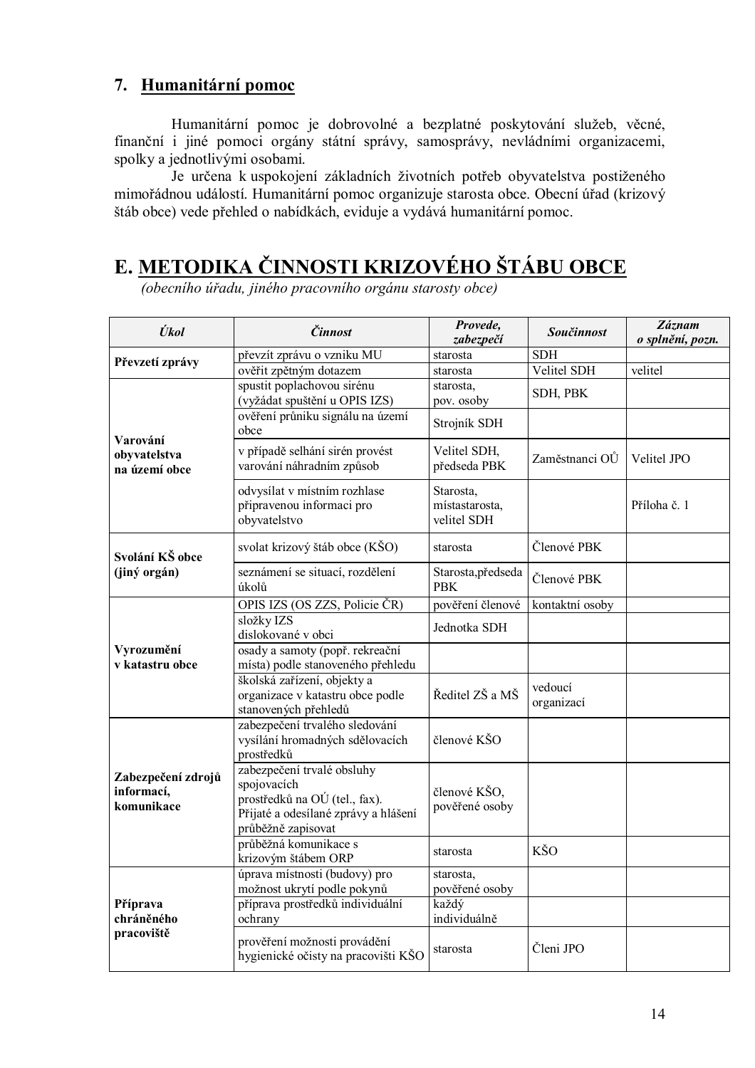## 7. Humanitární pomoc

Humanitární pomoc je dobrovolné a bezplatné poskytování služeb, věcné, finanční i jiné pomoci orgány státní správy, samosprávy, nevládními organizacemi, spolky a jednotlivými osobami.

Je určena k uspokojení základních životních potřeb obyvatelstva postiženého mimořádnou událostí. Humanitární pomoc organizuje starosta obce. Obecní úřad (krizový štáb obce) vede přehled o nabídkách, eviduje a vydává humanitární pomoc.

# E. METODIKA ČINNOSTI KRIZOVÉHO ŠTÁBU OBCE

*(obecního úřadu, jiného pracovního orgánu starosty obce)*

| Úkol | Činnost | Provede, zabezpečí | Součinnost | Záznam o splnění, pozn. |
|---|---|---|---|---|
| **Převzetí zprávy** | převzít zprávu o vzniku MU | starosta | SDH | |
| | ověřit zpětným dotazem | starosta | Velitel SDH | velitel |
| **Varování obyvatelstva na území obce** | spustit poplachovou sirénu (vyžádat spuštění u OPIS IZS) | starosta, pov. osoby | SDH, PBK | |
| | ověření průniku signálu na území obce | Strojník SDH | | |
| | v případě selhání sirén provést varování náhradním způsob | Velitel SDH, předseda PBK | Zaměstnanci OÚ | Velitel JPO |
| | odvysílat v místním rozhlase připravenou informaci pro obyvatelstvo | Starosta, místastarosta, velitel SDH | | Příloha č. 1 |
| **Svolání KŠ obce (jiný orgán)** | svolat krizový štáb obce (KŠO) | starosta | Členové PBK | |
| | seznámení se situací, rozdělení úkolů | Starosta,předseda PBK | Členové PBK | |
| **Vyrozumění v katastru obce** | OPIS IZS (OS ZZS, Policie ČR) | pověření členové | kontaktní osoby | |
| | složky IZS dislokované v obci | Jednotka SDH | | |
| | osady a samoty (popř. rekreační místa) podle stanoveného přehledu | | | |
| | školská zařízení, objekty a organizace v katastru obce podle stanovených přehledů | Ředitel ZŠ a MŠ | vedoucí organizací | |
| **Zabezpečení zdrojů informací, komunikace** | zabezpečení trvalého sledování vysílání hromadných sdělovacích prostředků | členové KŠO | | |
| | zabezpečení trvalé obsluhy spojovacích prostředků na OÚ (tel., fax). Přijaté a odesílané zprávy a hlášení průběžně zapisovat | členové KŠO, pověřené osoby | | |
| | průběžná komunikace s krizovým štábem ORP | starosta | KŠO | |
| **Příprava chráněného pracoviště** | úprava místnosti (budovy) pro možnost ukrytí podle pokynů | starosta, pověřené osoby | | |
| | příprava prostředků individuální ochrany | každý individuálně | | |
| | prověření možnosti provádění hygienické očisty na pracovišti KŠO | starosta | Členi JPO | |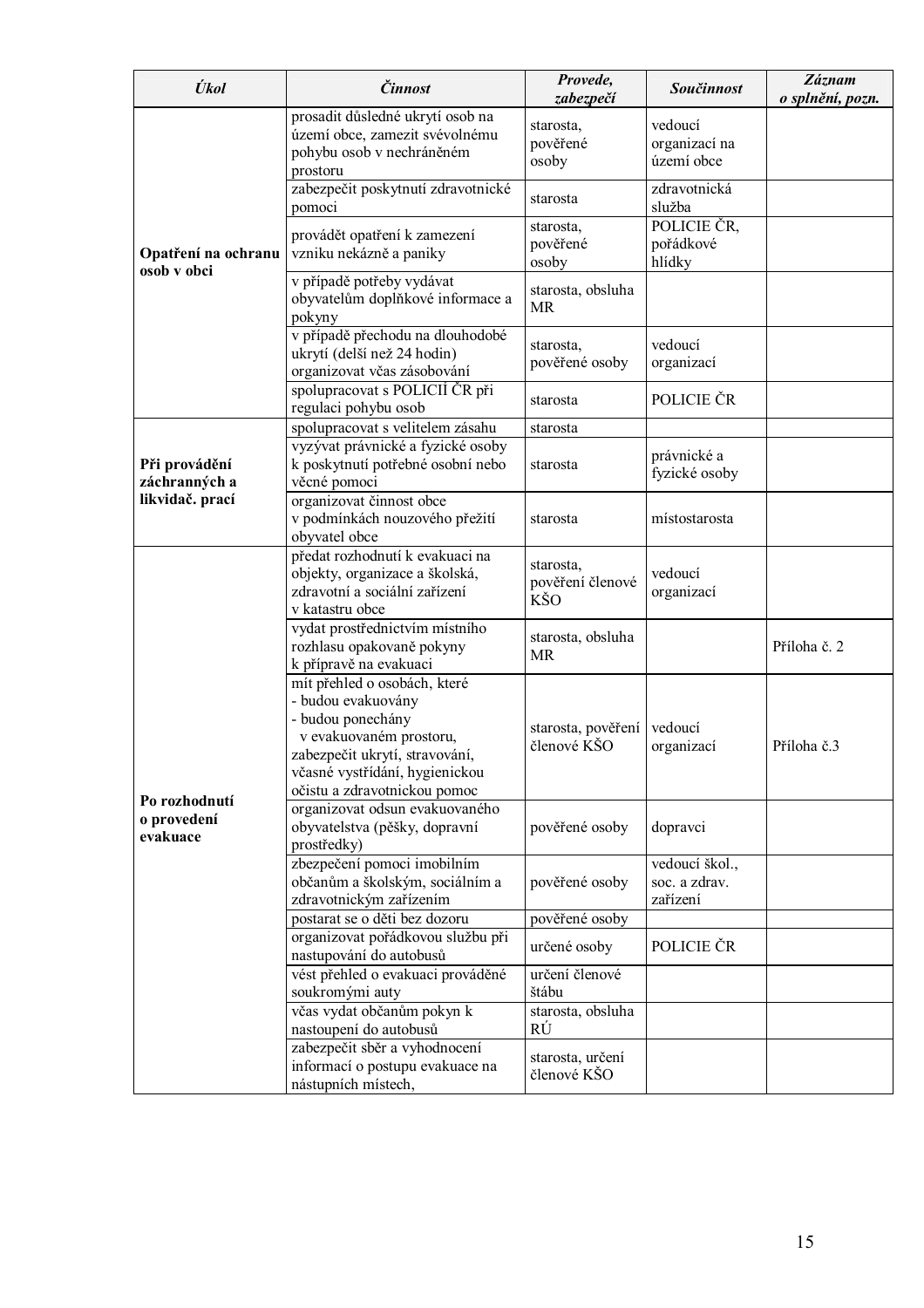| *Úkol* | *Činnost* | *Provede, zabezpečí* | *Součinnost* | *Záznam o splnění, pozn.* |
|---|---|---|---|---|
| **Opatření na ochranu osob v obci** | prosadit důsledné ukrytí osob na území obce, zamezit svévolnému pohybu osob v nechráněném prostoru | starosta, pověřené osoby | vedoucí organizací na území obce | |
| | zabezpečit poskytnutí zdravotnické pomoci | starosta | zdravotnická služba | |
| | provádět opatření k zamezení vzniku nekázně a paniky | starosta, pověřené osoby | POLICIE ČR, pořádkové hlídky | |
| | v případě potřeby vydávat obyvatelům doplňkové informace a pokyny | starosta, obsluha MR | | |
| | v případě přechodu na dlouhodobé ukrytí (delší než 24 hodin) organizovat včas zásobování | starosta, pověřené osoby | vedoucí organizací | |
| | spolupracovat s POLICIÍ ČR při regulaci pohybu osob | starosta | POLICIE ČR | |
| **Při provádění záchranných a likvidač. prací** | spolupracovat s velitelem zásahu | starosta | | |
| | vyzývat právnické a fyzické osoby k poskytnutí potřebné osobní nebo věcné pomoci | starosta | právnické a fyzické osoby | |
| | organizovat činnost obce v podmínkách nouzového přežití obyvatel obce | starosta | místostarosta | |
| **Po rozhodnutí o provedení evakuace** | předat rozhodnutí k evakuaci na objekty, organizace a školská, zdravotní a sociální zařízení v katastru obce | starosta, pověření členové KŠO | vedoucí organizací | |
| | vydat prostřednictvím místního rozhlasu opakovaně pokyny k přípravě na evakuaci | starosta, obsluha MR | | Příloha č. 2 |
| | mít přehled o osobách, které - budou evakuovány - budou ponechány v evakuovaném prostoru, zabezpečit ukrytí, stravování, včasné vystřídání, hygienickou očistu a zdravotnickou pomoc | starosta, pověření členové KŠO | vedoucí organizací | Příloha č.3 |
| | organizovat odsun evakuovaného obyvatelstva (pěšky, dopravní prostředky) | pověřené osoby | dopravci | |
| | zbezpečení pomoci imobilním občanům a školským, sociálním a zdravotnickým zařízením | pověřené osoby | vedoucí škol., soc. a zdrav. zařízení | |
| | postarat se o děti bez dozoru | pověřené osoby | | |
| | organizovat pořádkovou službu při nastupování do autobusů | určené osoby | POLICIE ČR | |
| | vést přehled o evakuaci prováděné soukromými auty | určení členové štábu | | |
| | včas vydat občanům pokyn k nastoupení do autobusů | starosta, obsluha RÚ | | |
| | zabezpečit sběr a vyhodnocení informací o postupu evakuace na nástupních místech, | starosta, určení členové KŠO | | |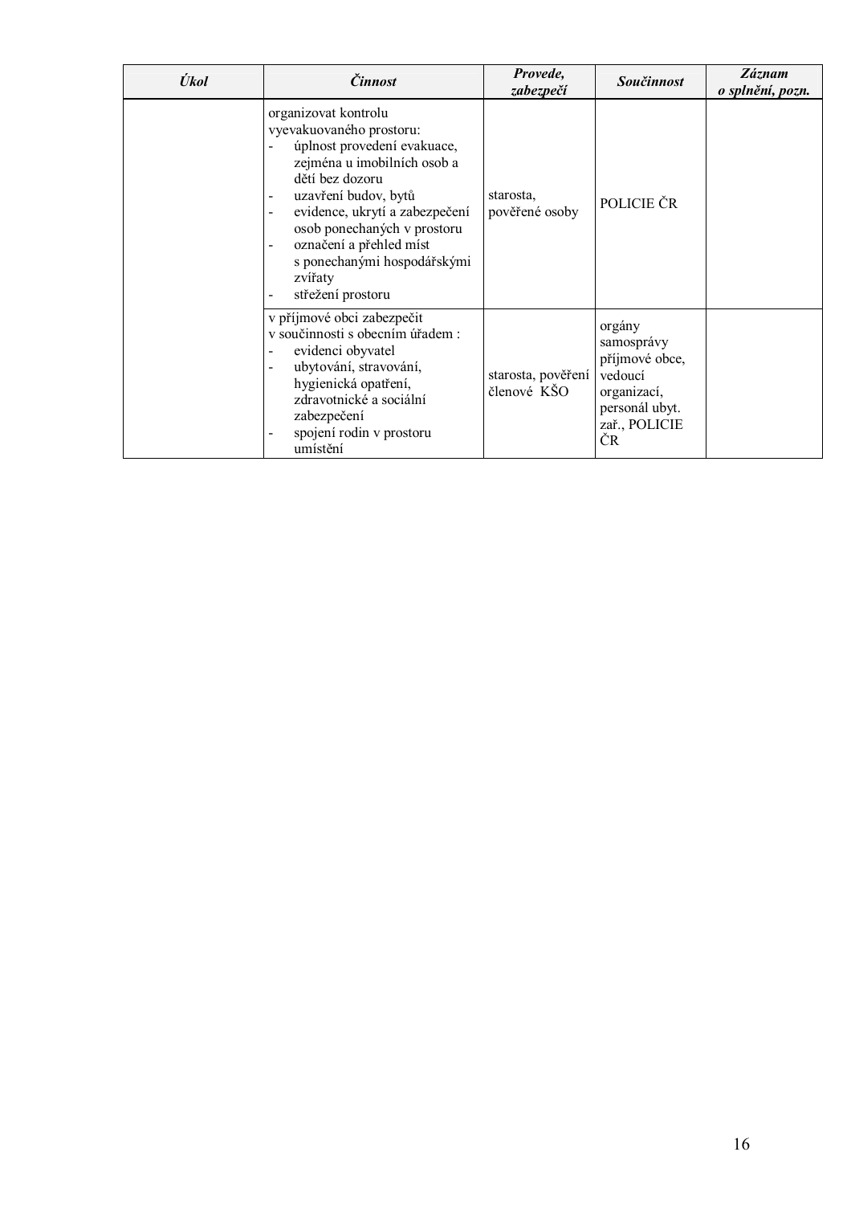| *Úkol* | *Činnost* | *Provede, zabezpečí* | *Součinnost* | *Záznam o splnění, pozn.* |
|---|---|---|---|---|
| | organizovat kontrolu vyevakuovaného prostoru:<br>- úplnost provedení evakuace, zejména u imobilních osob a dětí bez dozoru<br>- uzavření budov, bytů<br>- evidence, ukrytí a zabezpečení osob ponechaných v prostoru<br>- označení a přehled míst s ponechanými hospodářskými zvířaty<br>- střežení prostoru | starosta, pověřené osoby | POLICIE ČR | |
| | v příjmové obci zabezpečit v součinnosti s obecním úřadem :<br>- evidenci obyvatel<br>- ubytování, stravování, hygienická opatření, zdravotnické a sociální zabezpečení<br>- spojení rodin v prostoru umístění | starosta, pověření členové KŠO | orgány samosprávy příjmové obce, vedoucí organizací, personál ubyt. zař., POLICIE ČR | |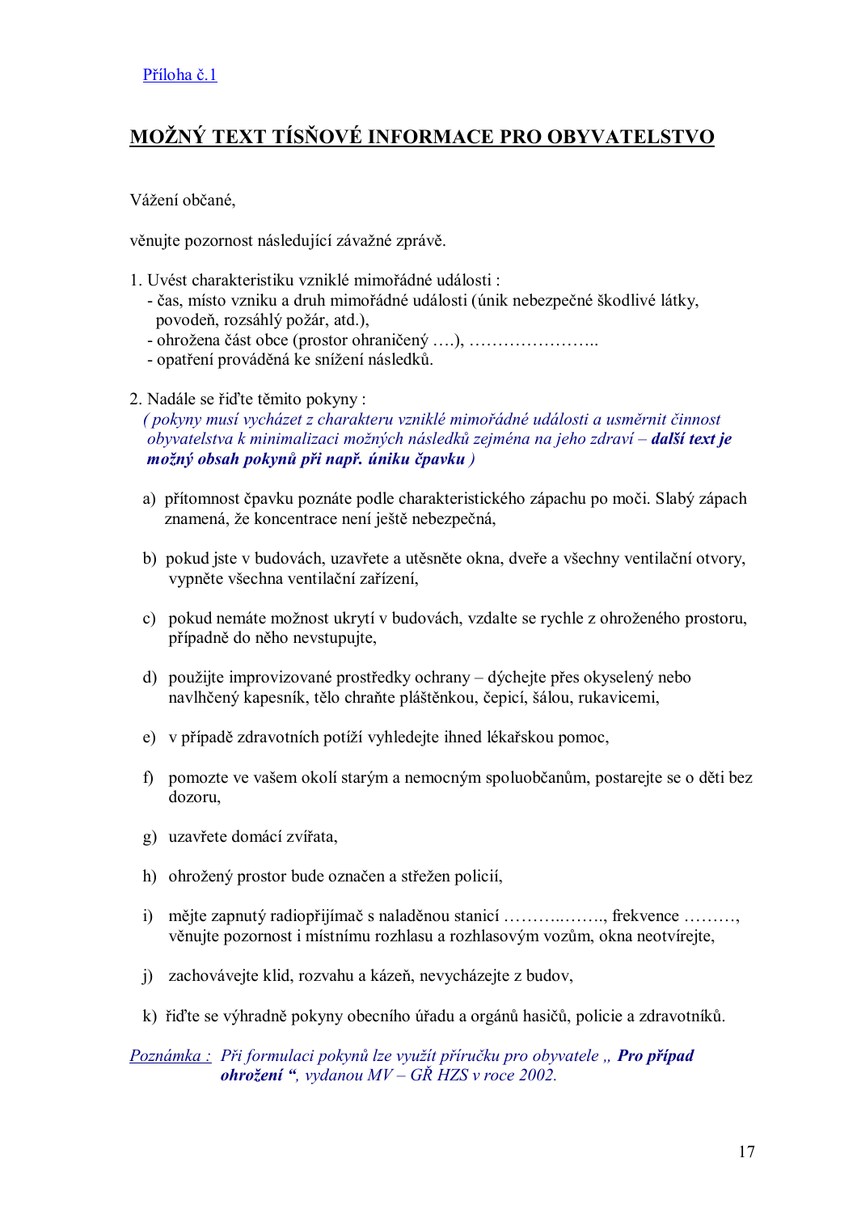Příloha č.1

## MOŽNÝ TEXT TÍSŇOVÉ INFORMACE PRO OBYVATELSTVO

Vážení občané,

věnujte pozornost následující závažné zprávě.

1. Uvést charakteristiku vzniklé mimořádné události :
   - čas, místo vzniku a druh mimořádné události (únik nebezpečné škodlivé látky, povodeň, rozsáhlý požár, atd.),
   - ohrožena část obce (prostor ohraničený ….), …………………..
   - opatření prováděná ke snížení následků.

2. Nadále se řiďte těmito pokyny :
   *( pokyny musí vycházet z charakteru vzniklé mimořádné události a usměrnit činnost obyvatelstva k minimalizaci možných následků zejména na jeho zdraví – **další text je možný obsah pokynů při např. úniku čpavku** )*

   a) přítomnost čpavku poznáte podle charakteristického zápachu po moči. Slabý zápach znamená, že koncentrace není ještě nebezpečná,

   b) pokud jste v budovách, uzavřete a utěsněte okna, dveře a všechny ventilační otvory, vypněte všechna ventilační zařízení,

   c) pokud nemáte možnost ukrytí v budovách, vzdalte se rychle z ohroženého prostoru, případně do něho nevstupujte,

   d) použijte improvizované prostředky ochrany – dýchejte přes okyselený nebo navlhčený kapesník, tělo chraňte pláštěnkou, čepicí, šálou, rukavicemi,

   e) v případě zdravotních potíží vyhledejte ihned lékařskou pomoc,

   f) pomozte ve vašem okolí starým a nemocným spoluobčanům, postarejte se o děti bez dozoru,

   g) uzavřete domácí zvířata,

   h) ohrožený prostor bude označen a střežen policií,

   i) mějte zapnutý radiopřijímač s naladěnou stanicí ………..…….., frekvence ………, věnujte pozornost i místnímu rozhlasu a rozhlasovým vozům, okna neotvírejte,

   j) zachovávejte klid, rozvahu a kázeň, nevycházejte z budov,

   k) řiďte se výhradně pokyny obecního úřadu a orgánů hasičů, policie a zdravotníků.

*Poznámka : Při formulaci pokynů lze využít příručku pro obyvatele „ **Pro případ ohrožení** “, vydanou MV – GŘ HZS v roce 2002.*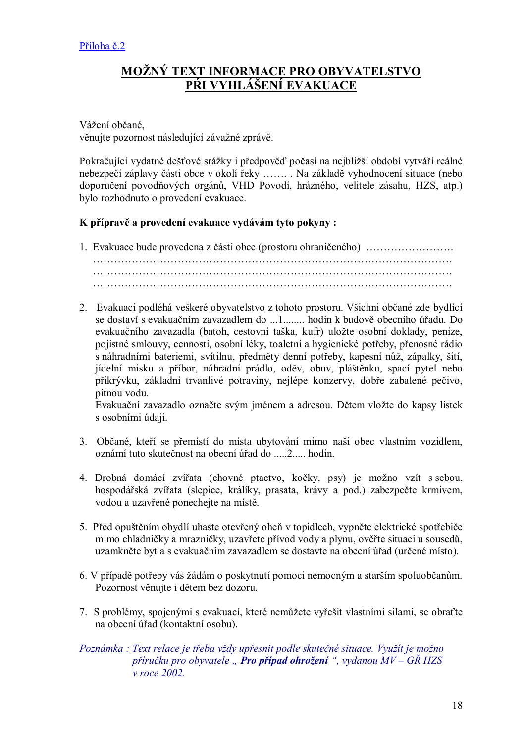Příloha č.2

# MOŽNÝ TEXT INFORMACE PRO OBYVATELSTVO PŘI VYHLÁŠENÍ EVAKUACE

Vážení občané,
věnujte pozornost následující závažné zprávě.

Pokračující vydatné dešťové srážky i předpověď počasí na nejbližší období vytváří reálné nebezpečí záplavy části obce v okolí řeky ……. . Na základě vyhodnocení situace (nebo doporučení povodňových orgánů, VHD Povodí, hrázného, velitele zásahu, HZS, atp.) bylo rozhodnuto o provedení evakuace.

**K přípravě a provedení evakuace vydávám tyto pokyny :**

1. Evakuace bude provedena z části obce (prostoru ohraničeného) …………………….
   ……………………………………………………………………………………………
   ……………………………………………………………………………………………
   ……………………………………………………………………………………………

2. Evakuaci podléhá veškeré obyvatelstvo z tohoto prostoru. Všichni občané zde bydlící se dostaví s evakuačním zavazadlem do ...1........ hodin k budově obecního úřadu. Do evakuačního zavazadla (batoh, cestovní taška, kufr) uložte osobní doklady, peníze, pojistné smlouvy, cennosti, osobní léky, toaletní a hygienické potřeby, přenosné rádio s náhradními bateriemi, svítilnu, předměty denní potřeby, kapesní nůž, zápalky, šití, jídelní misku a příbor, náhradní prádlo, oděv, obuv, pláštěnku, spací pytel nebo přikrývku, základní trvanlivé potraviny, nejlépe konzervy, dobře zabalené pečivo, pitnou vodu.
   Evakuační zavazadlo označte svým jménem a adresou. Dětem vložte do kapsy lístek s osobními údaji.

3. Občané, kteří se přemístí do místa ubytování mimo naši obec vlastním vozidlem, oznámí tuto skutečnost na obecní úřad do .....2..... hodin.

4. Drobná domácí zvířata (chovné ptactvo, kočky, psy) je možno vzít s sebou, hospodářská zvířata (slepice, králíky, prasata, krávy a pod.) zabezpečte krmivem, vodou a uzavřené ponechejte na místě.

5. Před opuštěním obydlí uhaste otevřený oheň v topidlech, vypněte elektrické spotřebiče mimo chladničky a mrazničky, uzavřete přívod vody a plynu, ověřte situaci u sousedů, uzamkněte byt a s evakuačním zavazadlem se dostavte na obecní úřad (určené místo).

6. V případě potřeby vás žádám o poskytnutí pomoci nemocným a starším spoluobčanům. Pozornost věnujte i dětem bez dozoru.

7. S problémy, spojenými s evakuací, které nemůžete vyřešit vlastními silami, se obraťte na obecní úřad (kontaktní osobu).

*Poznámka : Text relace je třeba vždy upřesnit podle skutečné situace. Využít je možno příručku pro obyvatele „ **Pro případ ohrožení** “, vydanou MV – GŘ HZS v roce 2002.*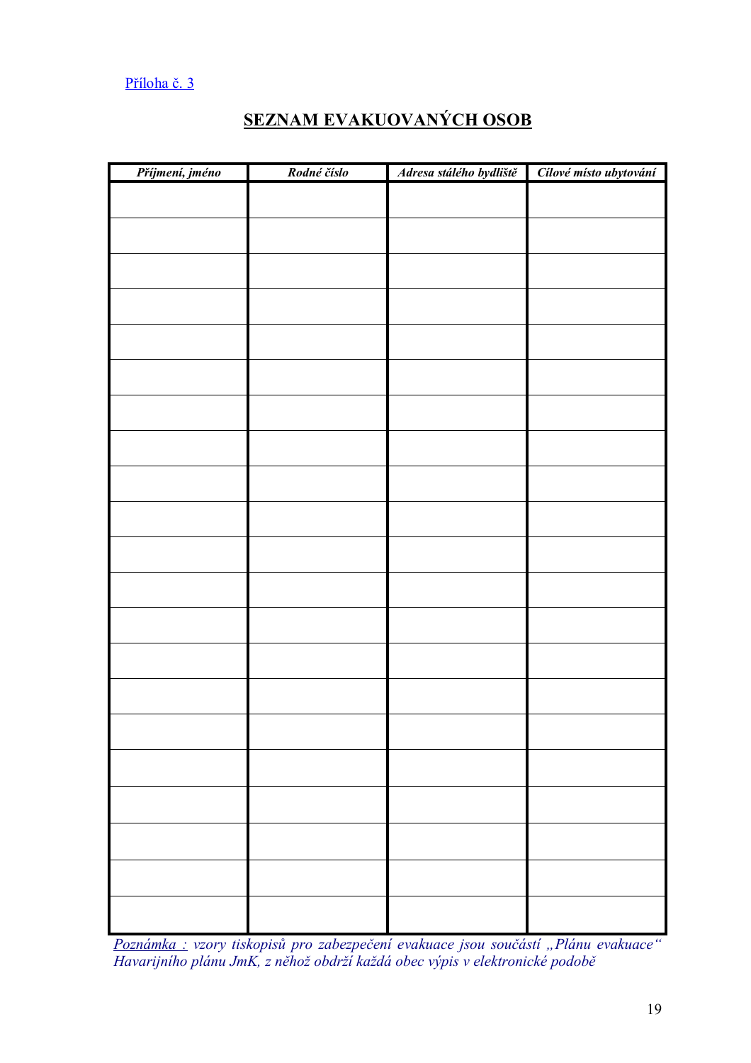Příloha č. 3

# SEZNAM EVAKUOVANÝCH OSOB

| *Příjmení, jméno* | *Rodné číslo* | *Adresa stálého bydliště* | *Cílové místo ubytování* |
|---|---|---|---|
| | | | |
| | | | |
| | | | |
| | | | |
| | | | |
| | | | |
| | | | |
| | | | |
| | | | |
| | | | |
| | | | |
| | | | |
| | | | |
| | | | |
| | | | |
| | | | |
| | | | |
| | | | |
| | | | |
| | | | |
| | | | |

*Poznámka :* *vzory tiskopisů pro zabezpečení evakuace jsou součástí „Plánu evakuace" Havarijního plánu JmK, z něhož obdrží každá obec výpis v elektronické podobě*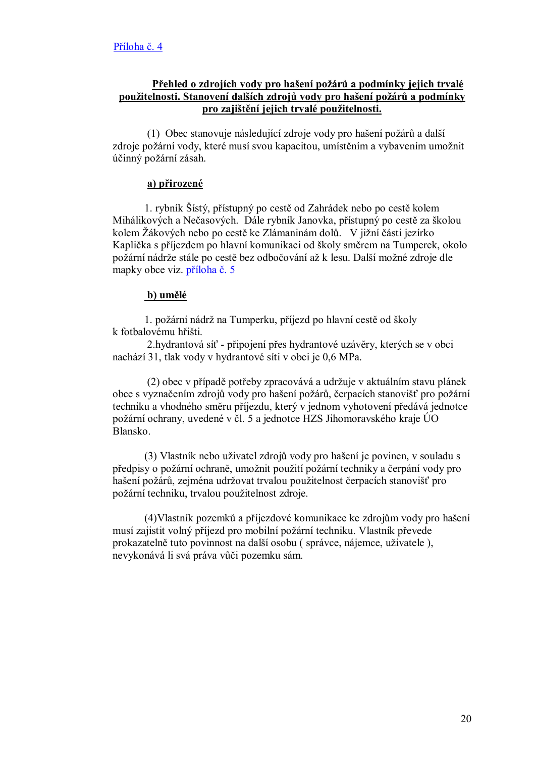Příloha č. 4

## Přehled o zdrojích vody pro hašení požárů a podmínky jejich trvalé použitelnosti. Stanovení dalších zdrojů vody pro hašení požárů a podmínky pro zajištění jejich trvalé použitelnosti.

(1) Obec stanovuje následující zdroje vody pro hašení požárů a další zdroje požární vody, které musí svou kapacitou, umístěním a vybavením umožnit účinný požární zásah.

**a) přirozené**

1. rybník Šístý, přístupný po cestě od Zahrádek nebo po cestě kolem Mihálikových a Nečasových. Dále rybník Janovka, přístupný po cestě za školou kolem Žákových nebo po cestě ke Zlámaninám dolů. V jižní části jezírko Kaplička s příjezdem po hlavní komunikaci od školy směrem na Tumperek, okolo požární nádrže stále po cestě bez odbočování až k lesu. Další možné zdroje dle mapky obce viz. příloha č. 5

**b) umělé**

1. požární nádrž na Tumperku, příjezd po hlavní cestě od školy k fotbalovému hřišti.
2. hydrantová síť - připojení přes hydrantové uzávěry, kterých se v obci nachází 31, tlak vody v hydrantové síti v obci je 0,6 MPa.

(2) obec v případě potřeby zpracovává a udržuje v aktuálním stavu plánek obce s vyznačením zdrojů vody pro hašení požárů, čerpacích stanovišť pro požární techniku a vhodného směru příjezdu, který v jednom vyhotovení předává jednotce požární ochrany, uvedené v čl. 5 a jednotce HZS Jihomoravského kraje ÚO Blansko.

(3) Vlastník nebo uživatel zdrojů vody pro hašení je povinen, v souladu s předpisy o požární ochraně, umožnit použití požární techniky a čerpání vody pro hašení požárů, zejména udržovat trvalou použitelnost čerpacích stanovišť pro požární techniku, trvalou použitelnost zdroje.

(4)Vlastník pozemků a příjezdové komunikace ke zdrojům vody pro hašení musí zajistit volný příjezd pro mobilní požární techniku. Vlastník převede prokazatelně tuto povinnost na další osobu ( správce, nájemce, uživatele ), nevykonává li svá práva vůči pozemku sám.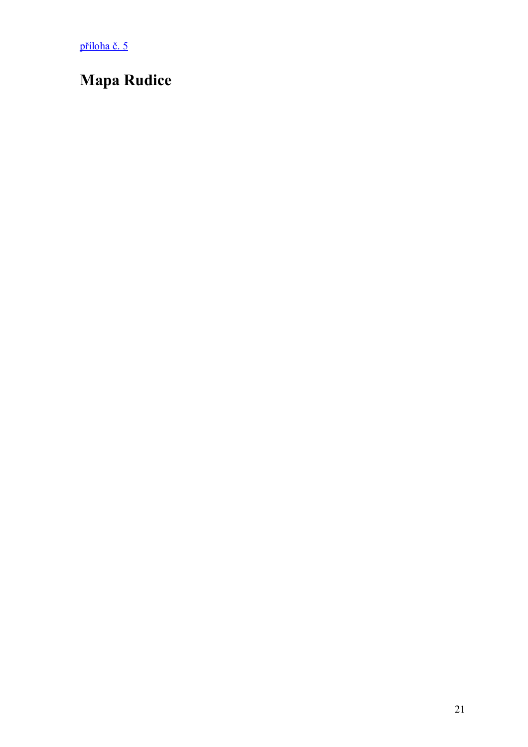příloha č. 5

# Mapa Rudice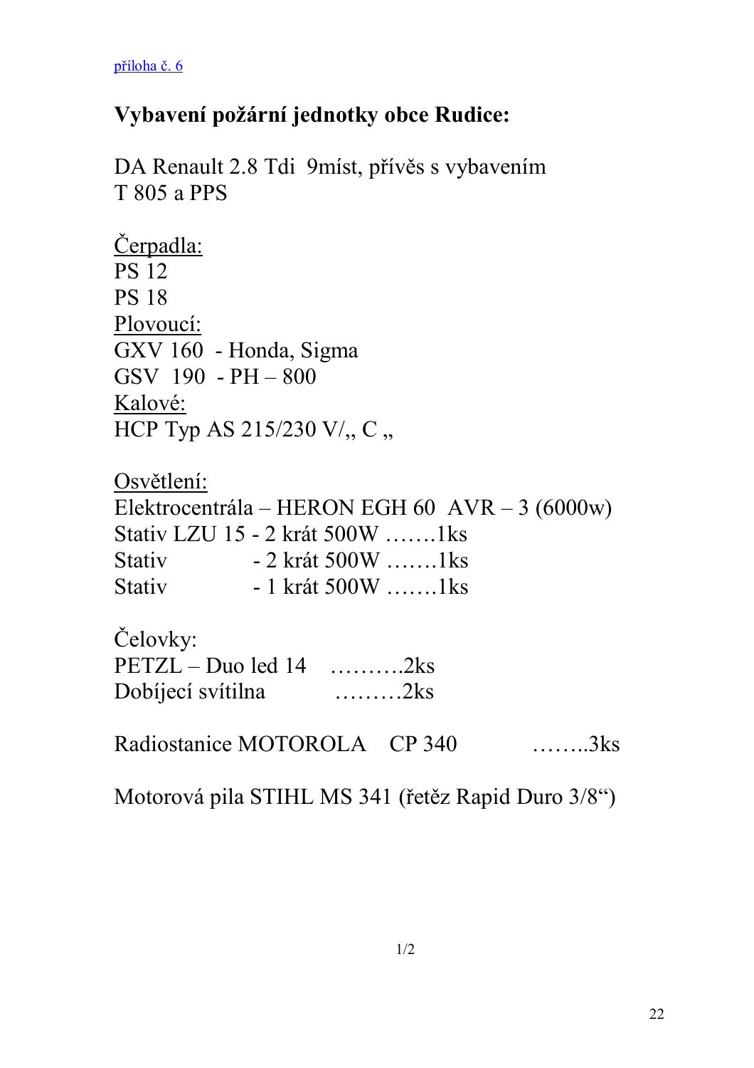příloha č. 6

## Vybavení požární jednotky obce Rudice:

DA Renault 2.8 Tdi 9míst, přívěs s vybavením
T 805 a PPS

<u>Čerpadla:</u>
PS 12
PS 18
<u>Plovoucí:</u>
GXV 160 - Honda, Sigma
GSV 190 - PH – 800
<u>Kalové:</u>
HCP Typ AS 215/230 V/„ C „

<u>Osvětlení:</u>
Elektrocentrála – HERON EGH 60 AVR – 3 (6000w)
Stativ LZU 15 - 2 krát 500W …….1ks
Stativ - 2 krát 500W …….1ks
Stativ - 1 krát 500W …….1ks

Čelovky:
PETZL – Duo led 14 ……….2ks
Dobíjecí svítilna ………2ks

Radiostanice MOTOROLA CP 340 ……..3ks

Motorová pila STIHL MS 341 (řetěz Rapid Duro 3/8“)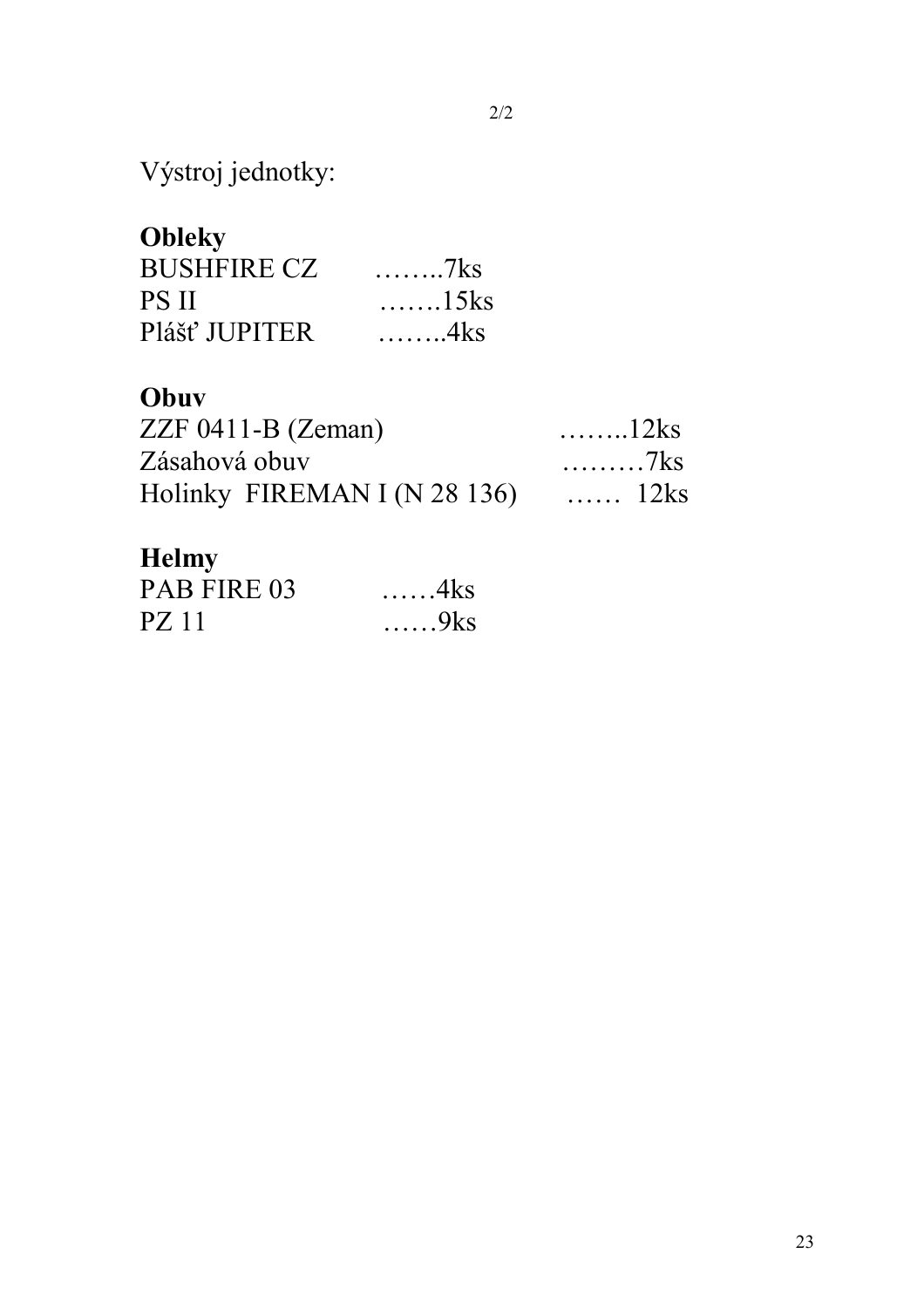Výstroj jednotky:

**Obleky**

BUSHFIRE CZ ……..7ks
PS II …….15ks
Plášť JUPITER ……..4ks

**Obuv**

ZZF 0411-B (Zeman) ……..12ks
Zásahová obuv ………7ks
Holinky FIREMAN I (N 28 136) …… 12ks

**Helmy**

PAB FIRE 03 ……4ks
PZ 11 ……9ks